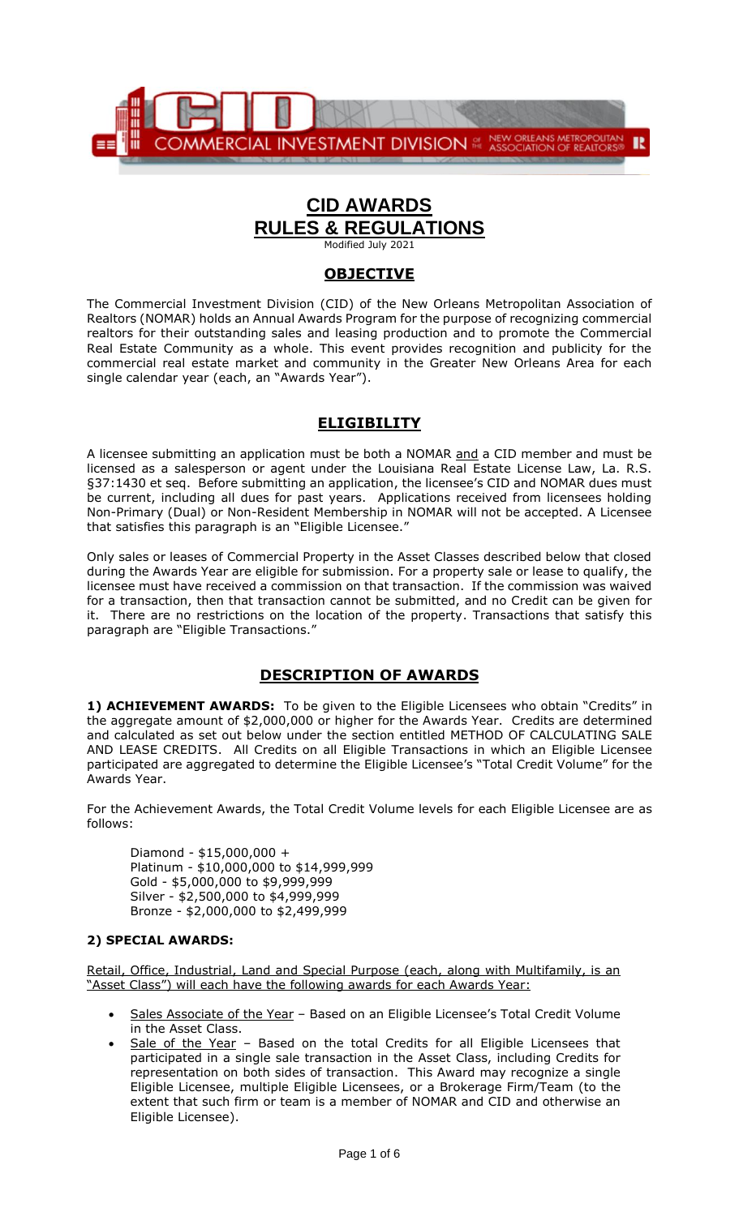# CID AWARDS RULES & REGULATIONS

Modified July 2021

## OBJECTIVE

The Commercial Investment Division (CID) of the New Orleans Metropolitan Association of Realtors (NOMAR) holds an Annual Awards Program for the purpose of recognizing commercial realtors for their outstanding sales and leasing production and to promote the Commercial Real Estate Community as a whole. This event provides recognition and publicity for the commercial real estate market and community in the Greater New Orleans Area for each single calendar year (each, an "Awards Year").

## ELIGIBILITY

A licensee submitting an application must be both a NOMAR and a CID member and must be licensed as a salesperson or agent under the Louisiana Real Estate License Law, La. R.S. §37:1430 et seq. Before submitting an application, the licensee's CID and NOMAR dues must be current, including all dues for past years. Applications received from licensees holding Non-Primary (Dual) or Non-Resident Membership in NOMAR will not be accepted. A Licensee that satisfies this paragraph is an "Eligible Licensee."

Only sales or leases of Commercial Property in the Asset Classes described below that closed during the Awards Year are eligible for submission. For a property sale or lease to qualify, the licensee must have received a commission on that transaction. If the commission was waived for a transaction, then that transaction cannot be submitted, and no Credit can be given for it. There are no restrictions on the location of the property. Transactions that satisfy this paragraph are "Eligible Transactions."

## DESCRIPTION OF AWARDS

**1) ACHIEVEMENT AWARDS:** To be given to the Eligible Licensees who obtain "Credits" in the aggregate amount of $2,000,000 or higher for the Awards Year. Credits are determined and calculated as set out below under the section entitled METHOD OF CALCULATING SALE AND LEASE CREDITS. All Credits on all Eligible Transactions in which an Eligible Licensee participated are aggregated to determine the Eligible Licensee's "Total Credit Volume" for the Awards Year.

For the Achievement Awards, the Total Credit Volume levels for each Eligible Licensee are as follows:

Diamond - $15,000,000 +
Platinum - $10,000,000 to $14,999,999
Gold - $5,000,000 to $9,999,999
Silver - $2,500,000 to $4,999,999
Bronze - $2,000,000 to $2,499,999

**2) SPECIAL AWARDS:**

Retail, Office, Industrial, Land and Special Purpose (each, along with Multifamily, is an "Asset Class") will each have the following awards for each Awards Year:

- Sales Associate of the Year – Based on an Eligible Licensee's Total Credit Volume in the Asset Class.
- Sale of the Year – Based on the total Credits for all Eligible Licensees that participated in a single sale transaction in the Asset Class, including Credits for representation on both sides of transaction. This Award may recognize a single Eligible Licensee, multiple Eligible Licensees, or a Brokerage Firm/Team (to the extent that such firm or team is a member of NOMAR and CID and otherwise an Eligible Licensee).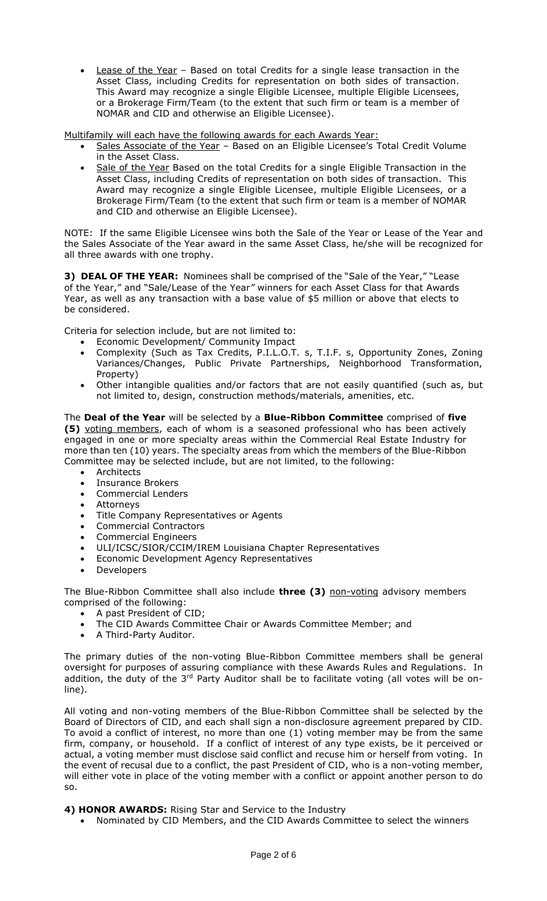- Lease of the Year – Based on total Credits for a single lease transaction in the Asset Class, including Credits for representation on both sides of transaction. This Award may recognize a single Eligible Licensee, multiple Eligible Licensees, or a Brokerage Firm/Team (to the extent that such firm or team is a member of NOMAR and CID and otherwise an Eligible Licensee).

Multifamily will each have the following awards for each Awards Year:

- Sales Associate of the Year – Based on an Eligible Licensee's Total Credit Volume in the Asset Class.
- Sale of the Year Based on the total Credits for a single Eligible Transaction in the Asset Class, including Credits of representation on both sides of transaction. This Award may recognize a single Eligible Licensee, multiple Eligible Licensees, or a Brokerage Firm/Team (to the extent that such firm or team is a member of NOMAR and CID and otherwise an Eligible Licensee).

NOTE: If the same Eligible Licensee wins both the Sale of the Year or Lease of the Year and the Sales Associate of the Year award in the same Asset Class, he/she will be recognized for all three awards with one trophy.

**3) DEAL OF THE YEAR:** Nominees shall be comprised of the "Sale of the Year," "Lease of the Year," and "Sale/Lease of the Year" winners for each Asset Class for that Awards Year, as well as any transaction with a base value of $5 million or above that elects to be considered.

Criteria for selection include, but are not limited to:

- Economic Development/ Community Impact
- Complexity (Such as Tax Credits, P.I.L.O.T. s, T.I.F. s, Opportunity Zones, Zoning Variances/Changes, Public Private Partnerships, Neighborhood Transformation, Property)
- Other intangible qualities and/or factors that are not easily quantified (such as, but not limited to, design, construction methods/materials, amenities, etc.

The **Deal of the Year** will be selected by a **Blue-Ribbon Committee** comprised of **five (5)** voting members, each of whom is a seasoned professional who has been actively engaged in one or more specialty areas within the Commercial Real Estate Industry for more than ten (10) years. The specialty areas from which the members of the Blue-Ribbon Committee may be selected include, but are not limited, to the following:

- Architects
- Insurance Brokers
- Commercial Lenders
- Attorneys
- Title Company Representatives or Agents
- Commercial Contractors
- Commercial Engineers
- ULI/ICSC/SIOR/CCIM/IREM Louisiana Chapter Representatives
- Economic Development Agency Representatives
- Developers

The Blue-Ribbon Committee shall also include **three (3)** non-voting advisory members comprised of the following:

- A past President of CID;
- The CID Awards Committee Chair or Awards Committee Member; and
- A Third-Party Auditor.

The primary duties of the non-voting Blue-Ribbon Committee members shall be general oversight for purposes of assuring compliance with these Awards Rules and Regulations. In addition, the duty of the 3rd Party Auditor shall be to facilitate voting (all votes will be on-line).

All voting and non-voting members of the Blue-Ribbon Committee shall be selected by the Board of Directors of CID, and each shall sign a non-disclosure agreement prepared by CID. To avoid a conflict of interest, no more than one (1) voting member may be from the same firm, company, or household. If a conflict of interest of any type exists, be it perceived or actual, a voting member must disclose said conflict and recuse him or herself from voting. In the event of recusal due to a conflict, the past President of CID, who is a non-voting member, will either vote in place of the voting member with a conflict or appoint another person to do so.

**4) HONOR AWARDS:** Rising Star and Service to the Industry

- Nominated by CID Members, and the CID Awards Committee to select the winners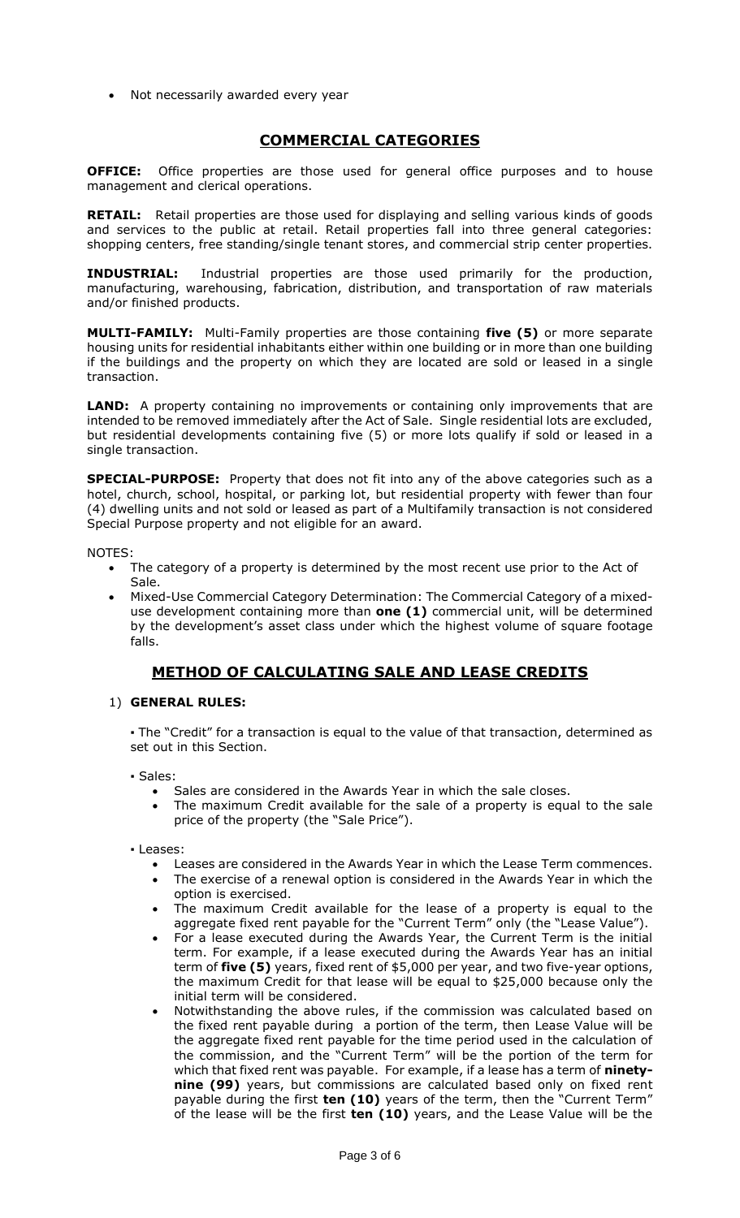- Not necessarily awarded every year

## COMMERCIAL CATEGORIES

**OFFICE:** Office properties are those used for general office purposes and to house management and clerical operations.

**RETAIL:** Retail properties are those used for displaying and selling various kinds of goods and services to the public at retail. Retail properties fall into three general categories: shopping centers, free standing/single tenant stores, and commercial strip center properties.

**INDUSTRIAL:** Industrial properties are those used primarily for the production, manufacturing, warehousing, fabrication, distribution, and transportation of raw materials and/or finished products.

**MULTI-FAMILY:** Multi-Family properties are those containing **five (5)** or more separate housing units for residential inhabitants either within one building or in more than one building if the buildings and the property on which they are located are sold or leased in a single transaction.

**LAND:** A property containing no improvements or containing only improvements that are intended to be removed immediately after the Act of Sale. Single residential lots are excluded, but residential developments containing five (5) or more lots qualify if sold or leased in a single transaction.

**SPECIAL-PURPOSE:** Property that does not fit into any of the above categories such as a hotel, church, school, hospital, or parking lot, but residential property with fewer than four (4) dwelling units and not sold or leased as part of a Multifamily transaction is not considered Special Purpose property and not eligible for an award.

NOTES:

- The category of a property is determined by the most recent use prior to the Act of Sale.
- Mixed-Use Commercial Category Determination: The Commercial Category of a mixed-use development containing more than **one (1)** commercial unit, will be determined by the development's asset class under which the highest volume of square footage falls.

## METHOD OF CALCULATING SALE AND LEASE CREDITS

1) **GENERAL RULES:**

▪ The "Credit" for a transaction is equal to the value of that transaction, determined as set out in this Section.

▪ Sales:

- Sales are considered in the Awards Year in which the sale closes.
- The maximum Credit available for the sale of a property is equal to the sale price of the property (the "Sale Price").

▪ Leases:

- Leases are considered in the Awards Year in which the Lease Term commences.
- The exercise of a renewal option is considered in the Awards Year in which the option is exercised.
- The maximum Credit available for the lease of a property is equal to the aggregate fixed rent payable for the "Current Term" only (the "Lease Value").
- For a lease executed during the Awards Year, the Current Term is the initial term. For example, if a lease executed during the Awards Year has an initial term of **five (5)** years, fixed rent of $5,000 per year, and two five-year options, the maximum Credit for that lease will be equal to $25,000 because only the initial term will be considered.
- Notwithstanding the above rules, if the commission was calculated based on the fixed rent payable during a portion of the term, then Lease Value will be the aggregate fixed rent payable for the time period used in the calculation of the commission, and the "Current Term" will be the portion of the term for which that fixed rent was payable. For example, if a lease has a term of **ninety-nine (99)** years, but commissions are calculated based only on fixed rent payable during the first **ten (10)** years of the term, then the "Current Term" of the lease will be the first **ten (10)** years, and the Lease Value will be the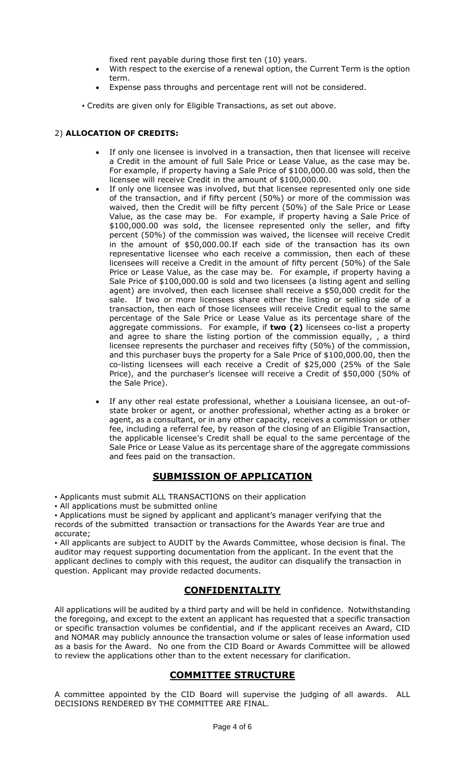fixed rent payable during those first ten (10) years.

- With respect to the exercise of a renewal option, the Current Term is the option term.
- Expense pass throughs and percentage rent will not be considered.

▪ Credits are given only for Eligible Transactions, as set out above.

2) **ALLOCATION OF CREDITS:**

- If only one licensee is involved in a transaction, then that licensee will receive a Credit in the amount of full Sale Price or Lease Value, as the case may be. For example, if property having a Sale Price of $100,000.00 was sold, then the licensee will receive Credit in the amount of $100,000.00.
- If only one licensee was involved, but that licensee represented only one side of the transaction, and if fifty percent (50%) or more of the commission was waived, then the Credit will be fifty percent (50%) of the Sale Price or Lease Value, as the case may be. For example, if property having a Sale Price of $100,000.00 was sold, the licensee represented only the seller, and fifty percent (50%) of the commission was waived, the licensee will receive Credit in the amount of $50,000.00.If each side of the transaction has its own representative licensee who each receive a commission, then each of these licensees will receive a Credit in the amount of fifty percent (50%) of the Sale Price or Lease Value, as the case may be. For example, if property having a Sale Price of $100,000.00 is sold and two licensees (a listing agent and selling agent) are involved, then each licensee shall receive a $50,000 credit for the sale. If two or more licensees share either the listing or selling side of a transaction, then each of those licensees will receive Credit equal to the same percentage of the Sale Price or Lease Value as its percentage share of the aggregate commissions. For example, if **two (2)** licensees co-list a property and agree to share the listing portion of the commission equally, , a third licensee represents the purchaser and receives fifty (50%) of the commission, and this purchaser buys the property for a Sale Price of $100,000.00, then the co-listing licensees will each receive a Credit of $25,000 (25% of the Sale Price), and the purchaser's licensee will receive a Credit of $50,000 (50% of the Sale Price).
- If any other real estate professional, whether a Louisiana licensee, an out-of-state broker or agent, or another professional, whether acting as a broker or agent, as a consultant, or in any other capacity, receives a commission or other fee, including a referral fee, by reason of the closing of an Eligible Transaction, the applicable licensee's Credit shall be equal to the same percentage of the Sale Price or Lease Value as its percentage share of the aggregate commissions and fees paid on the transaction.

## SUBMISSION OF APPLICATION

▪ Applicants must submit ALL TRANSACTIONS on their application
▪ All applications must be submitted online
▪ Applications must be signed by applicant and applicant's manager verifying that the records of the submitted transaction or transactions for the Awards Year are true and accurate;
▪ All applicants are subject to AUDIT by the Awards Committee, whose decision is final. The auditor may request supporting documentation from the applicant. In the event that the applicant declines to comply with this request, the auditor can disqualify the transaction in question. Applicant may provide redacted documents.

## CONFIDENITALITY

All applications will be audited by a third party and will be held in confidence. Notwithstanding the foregoing, and except to the extent an applicant has requested that a specific transaction or specific transaction volumes be confidential, and if the applicant receives an Award, CID and NOMAR may publicly announce the transaction volume or sales of lease information used as a basis for the Award. No one from the CID Board or Awards Committee will be allowed to review the applications other than to the extent necessary for clarification.

## COMMITTEE STRUCTURE

A committee appointed by the CID Board will supervise the judging of all awards. ALL DECISIONS RENDERED BY THE COMMITTEE ARE FINAL.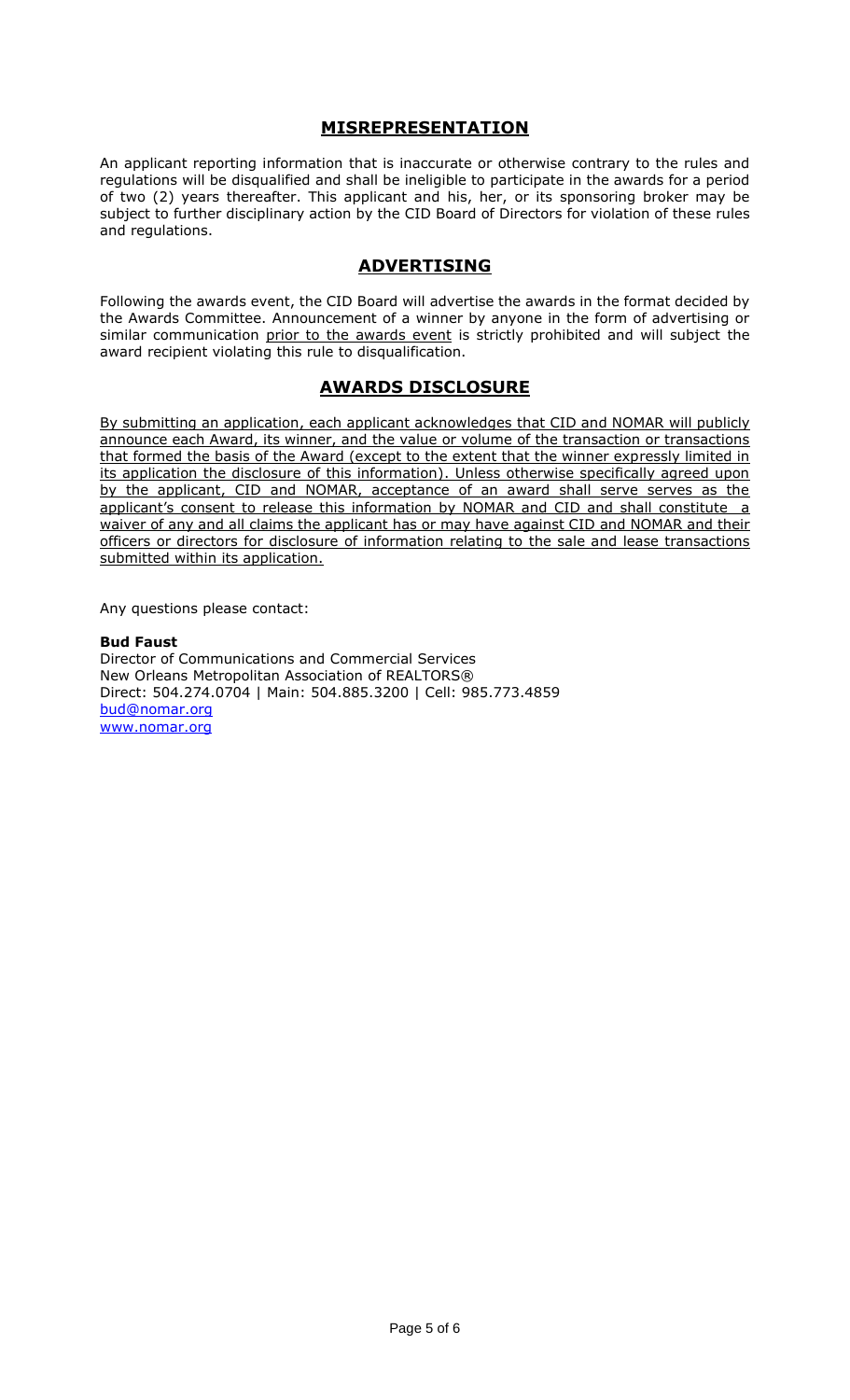## MISREPRESENTATION

An applicant reporting information that is inaccurate or otherwise contrary to the rules and regulations will be disqualified and shall be ineligible to participate in the awards for a period of two (2) years thereafter. This applicant and his, her, or its sponsoring broker may be subject to further disciplinary action by the CID Board of Directors for violation of these rules and regulations.

## ADVERTISING

Following the awards event, the CID Board will advertise the awards in the format decided by the Awards Committee. Announcement of a winner by anyone in the form of advertising or similar communication prior to the awards event is strictly prohibited and will subject the award recipient violating this rule to disqualification.

## AWARDS DISCLOSURE

By submitting an application, each applicant acknowledges that CID and NOMAR will publicly announce each Award, its winner, and the value or volume of the transaction or transactions that formed the basis of the Award (except to the extent that the winner expressly limited in its application the disclosure of this information). Unless otherwise specifically agreed upon by the applicant, CID and NOMAR, acceptance of an award shall serve serves as the applicant's consent to release this information by NOMAR and CID and shall constitute a waiver of any and all claims the applicant has or may have against CID and NOMAR and their officers or directors for disclosure of information relating to the sale and lease transactions submitted within its application.

Any questions please contact:

**Bud Faust**
Director of Communications and Commercial Services
New Orleans Metropolitan Association of REALTORS®
Direct: 504.274.0704 | Main: 504.885.3200 | Cell: 985.773.4859
bud@nomar.org
www.nomar.org